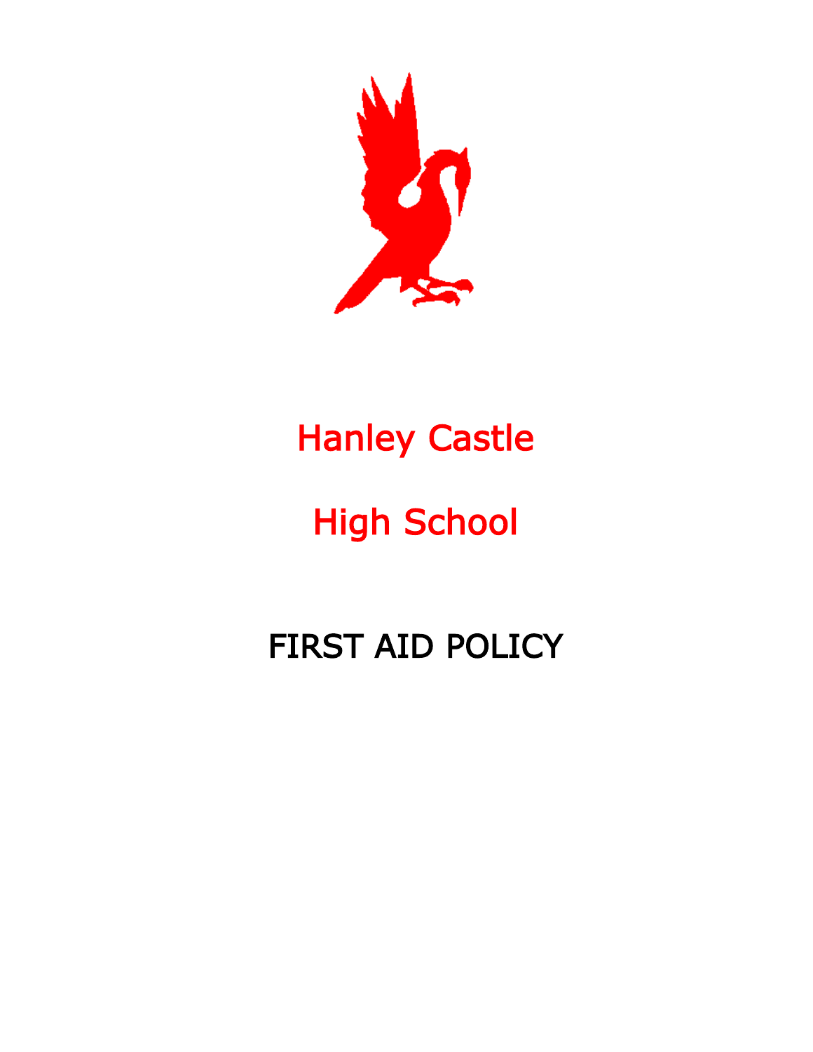# Hanley Castle

# High School

## FIRST AID POLICY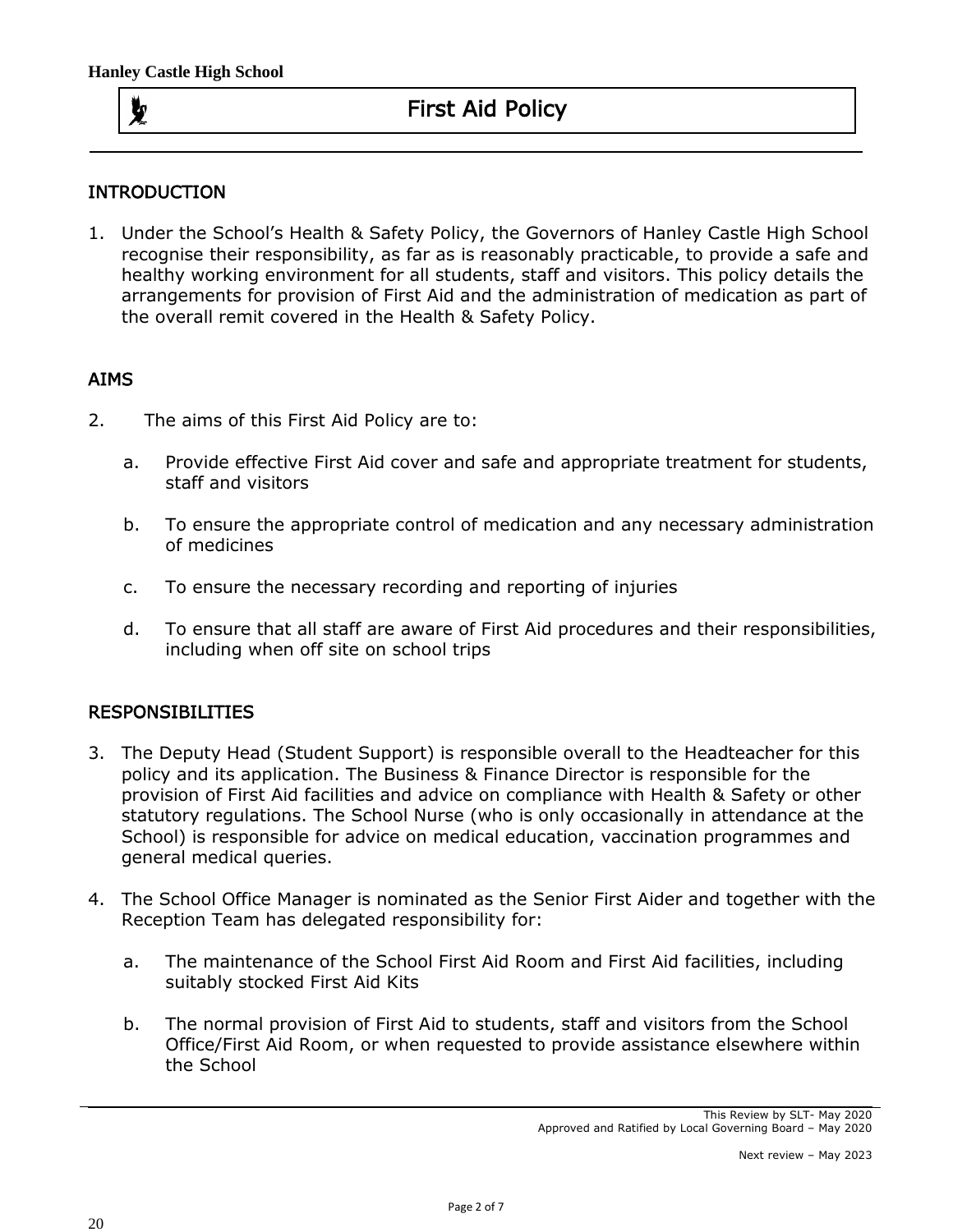# First Aid Policy

## INTRODUCTION

1. Under the School's Health & Safety Policy, the Governors of Hanley Castle High School recognise their responsibility, as far as is reasonably practicable, to provide a safe and healthy working environment for all students, staff and visitors. This policy details the arrangements for provision of First Aid and the administration of medication as part of the overall remit covered in the Health & Safety Policy.

## AIMS

2. The aims of this First Aid Policy are to:

   a. Provide effective First Aid cover and safe and appropriate treatment for students, staff and visitors

   b. To ensure the appropriate control of medication and any necessary administration of medicines

   c. To ensure the necessary recording and reporting of injuries

   d. To ensure that all staff are aware of First Aid procedures and their responsibilities, including when off site on school trips

## RESPONSIBILITIES

3. The Deputy Head (Student Support) is responsible overall to the Headteacher for this policy and its application. The Business & Finance Director is responsible for the provision of First Aid facilities and advice on compliance with Health & Safety or other statutory regulations. The School Nurse (who is only occasionally in attendance at the School) is responsible for advice on medical education, vaccination programmes and general medical queries.

4. The School Office Manager is nominated as the Senior First Aider and together with the Reception Team has delegated responsibility for:

   a. The maintenance of the School First Aid Room and First Aid facilities, including suitably stocked First Aid Kits

   b. The normal provision of First Aid to students, staff and visitors from the School Office/First Aid Room, or when requested to provide assistance elsewhere within the School

This Review by SLT- May 2020
Approved and Ratified by Local Governing Board – May 2020

Next review – May 2023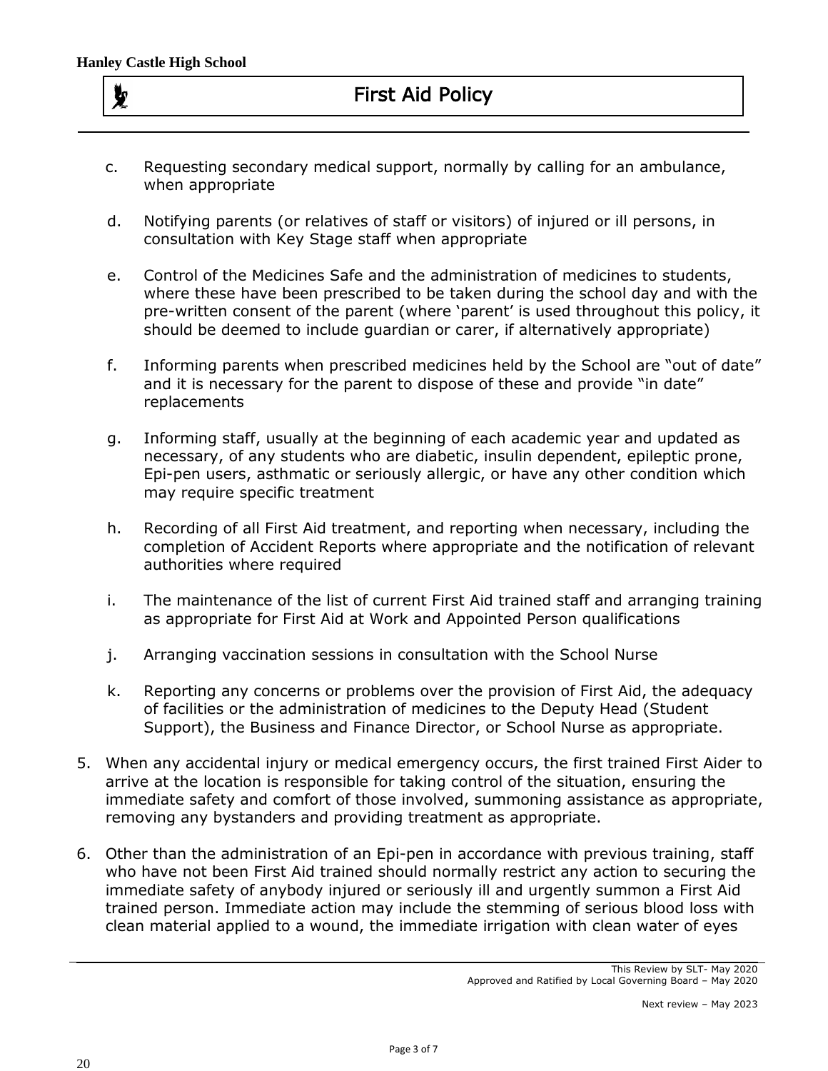c. Requesting secondary medical support, normally by calling for an ambulance, when appropriate

d. Notifying parents (or relatives of staff or visitors) of injured or ill persons, in consultation with Key Stage staff when appropriate

e. Control of the Medicines Safe and the administration of medicines to students, where these have been prescribed to be taken during the school day and with the pre-written consent of the parent (where 'parent' is used throughout this policy, it should be deemed to include guardian or carer, if alternatively appropriate)

f. Informing parents when prescribed medicines held by the School are "out of date" and it is necessary for the parent to dispose of these and provide "in date" replacements

g. Informing staff, usually at the beginning of each academic year and updated as necessary, of any students who are diabetic, insulin dependent, epileptic prone, Epi-pen users, asthmatic or seriously allergic, or have any other condition which may require specific treatment

h. Recording of all First Aid treatment, and reporting when necessary, including the completion of Accident Reports where appropriate and the notification of relevant authorities where required

i. The maintenance of the list of current First Aid trained staff and arranging training as appropriate for First Aid at Work and Appointed Person qualifications

j. Arranging vaccination sessions in consultation with the School Nurse

k. Reporting any concerns or problems over the provision of First Aid, the adequacy of facilities or the administration of medicines to the Deputy Head (Student Support), the Business and Finance Director, or School Nurse as appropriate.

5. When any accidental injury or medical emergency occurs, the first trained First Aider to arrive at the location is responsible for taking control of the situation, ensuring the immediate safety and comfort of those involved, summoning assistance as appropriate, removing any bystanders and providing treatment as appropriate.

6. Other than the administration of an Epi-pen in accordance with previous training, staff who have not been First Aid trained should normally restrict any action to securing the immediate safety of anybody injured or seriously ill and urgently summon a First Aid trained person. Immediate action may include the stemming of serious blood loss with clean material applied to a wound, the immediate irrigation with clean water of eyes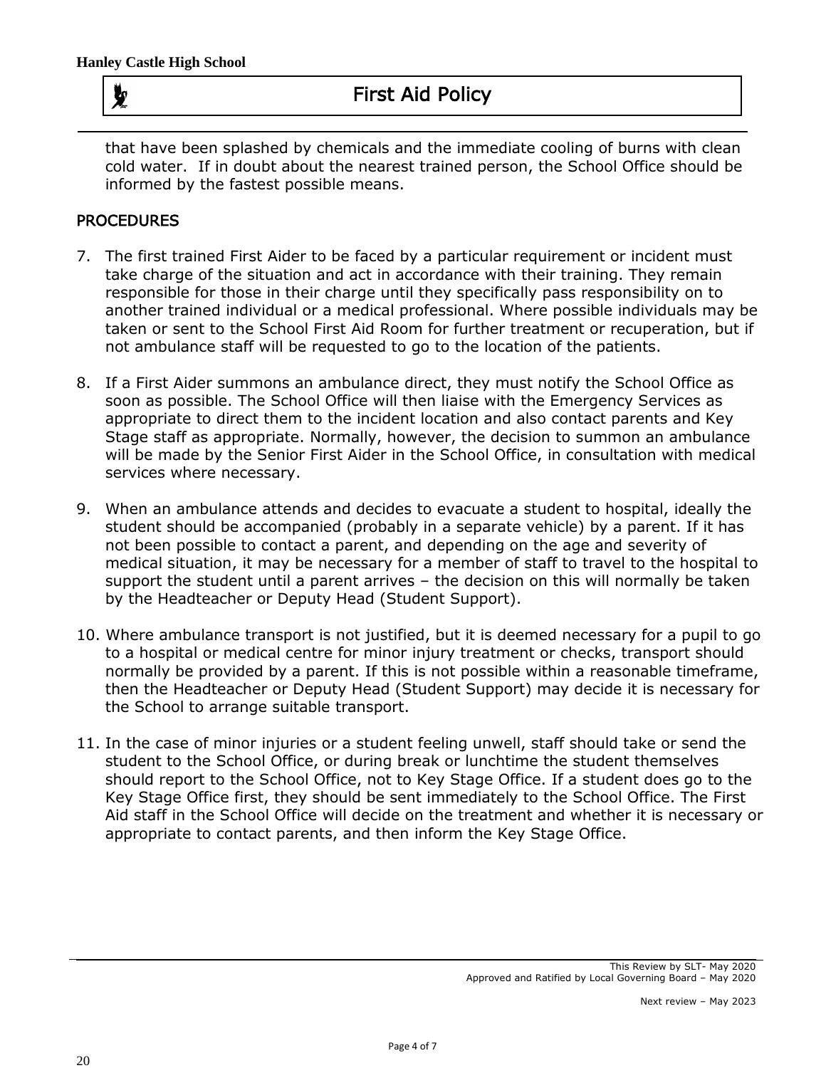that have been splashed by chemicals and the immediate cooling of burns with clean cold water. If in doubt about the nearest trained person, the School Office should be informed by the fastest possible means.

## PROCEDURES

7. The first trained First Aider to be faced by a particular requirement or incident must take charge of the situation and act in accordance with their training. They remain responsible for those in their charge until they specifically pass responsibility on to another trained individual or a medical professional. Where possible individuals may be taken or sent to the School First Aid Room for further treatment or recuperation, but if not ambulance staff will be requested to go to the location of the patients.

8. If a First Aider summons an ambulance direct, they must notify the School Office as soon as possible. The School Office will then liaise with the Emergency Services as appropriate to direct them to the incident location and also contact parents and Key Stage staff as appropriate. Normally, however, the decision to summon an ambulance will be made by the Senior First Aider in the School Office, in consultation with medical services where necessary.

9. When an ambulance attends and decides to evacuate a student to hospital, ideally the student should be accompanied (probably in a separate vehicle) by a parent. If it has not been possible to contact a parent, and depending on the age and severity of medical situation, it may be necessary for a member of staff to travel to the hospital to support the student until a parent arrives – the decision on this will normally be taken by the Headteacher or Deputy Head (Student Support).

10. Where ambulance transport is not justified, but it is deemed necessary for a pupil to go to a hospital or medical centre for minor injury treatment or checks, transport should normally be provided by a parent. If this is not possible within a reasonable timeframe, then the Headteacher or Deputy Head (Student Support) may decide it is necessary for the School to arrange suitable transport.

11. In the case of minor injuries or a student feeling unwell, staff should take or send the student to the School Office, or during break or lunchtime the student themselves should report to the School Office, not to Key Stage Office. If a student does go to the Key Stage Office first, they should be sent immediately to the School Office. The First Aid staff in the School Office will decide on the treatment and whether it is necessary or appropriate to contact parents, and then inform the Key Stage Office.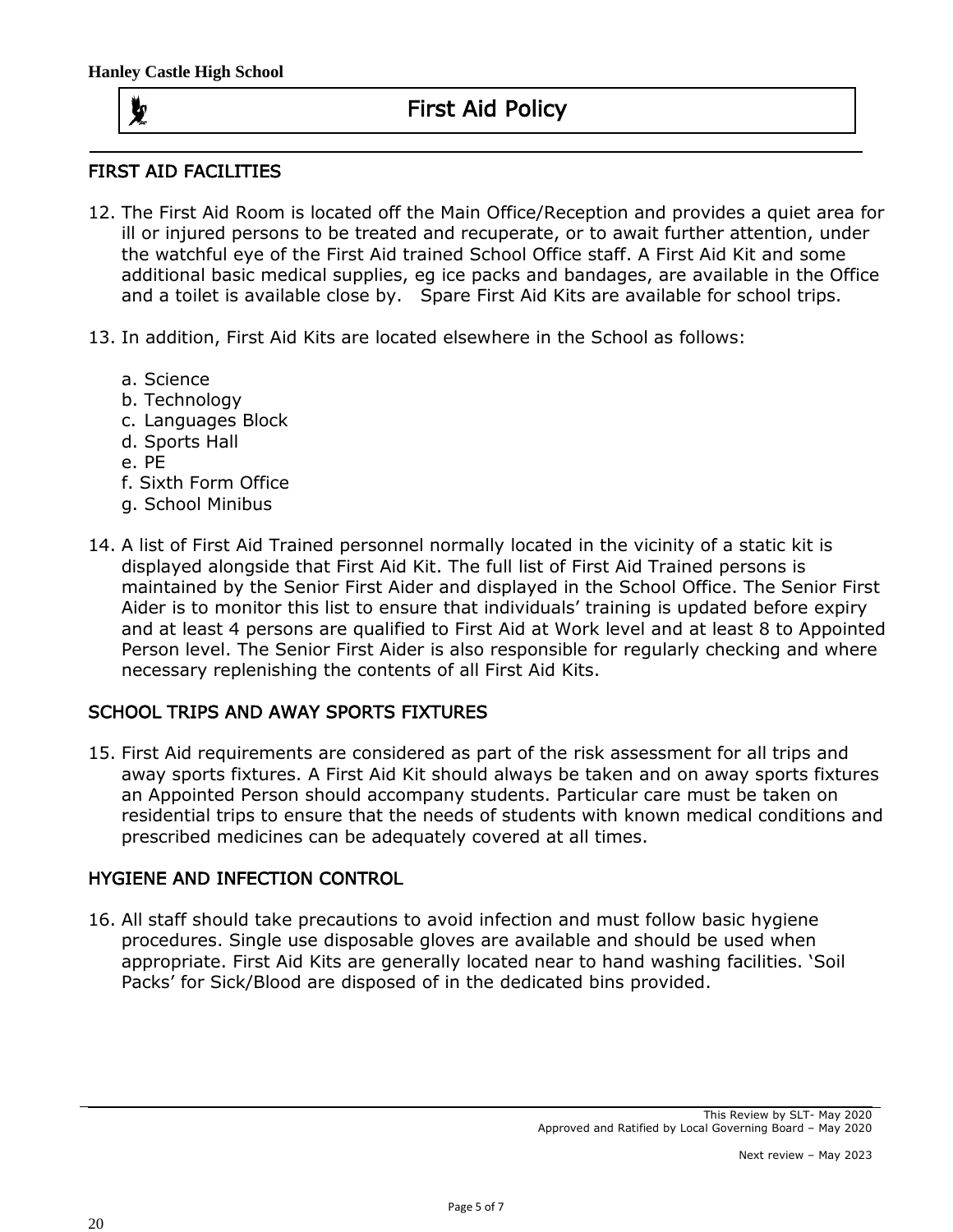## FIRST AID FACILITIES

12. The First Aid Room is located off the Main Office/Reception and provides a quiet area for ill or injured persons to be treated and recuperate, or to await further attention, under the watchful eye of the First Aid trained School Office staff. A First Aid Kit and some additional basic medical supplies, eg ice packs and bandages, are available in the Office and a toilet is available close by. Spare First Aid Kits are available for school trips.

13. In addition, First Aid Kits are located elsewhere in the School as follows:

    a. Science
    b. Technology
    c. Languages Block
    d. Sports Hall
    e. PE
    f. Sixth Form Office
    g. School Minibus

14. A list of First Aid Trained personnel normally located in the vicinity of a static kit is displayed alongside that First Aid Kit. The full list of First Aid Trained persons is maintained by the Senior First Aider and displayed in the School Office. The Senior First Aider is to monitor this list to ensure that individuals' training is updated before expiry and at least 4 persons are qualified to First Aid at Work level and at least 8 to Appointed Person level. The Senior First Aider is also responsible for regularly checking and where necessary replenishing the contents of all First Aid Kits.

## SCHOOL TRIPS AND AWAY SPORTS FIXTURES

15. First Aid requirements are considered as part of the risk assessment for all trips and away sports fixtures. A First Aid Kit should always be taken and on away sports fixtures an Appointed Person should accompany students. Particular care must be taken on residential trips to ensure that the needs of students with known medical conditions and prescribed medicines can be adequately covered at all times.

## HYGIENE AND INFECTION CONTROL

16. All staff should take precautions to avoid infection and must follow basic hygiene procedures. Single use disposable gloves are available and should be used when appropriate. First Aid Kits are generally located near to hand washing facilities. 'Soil Packs' for Sick/Blood are disposed of in the dedicated bins provided.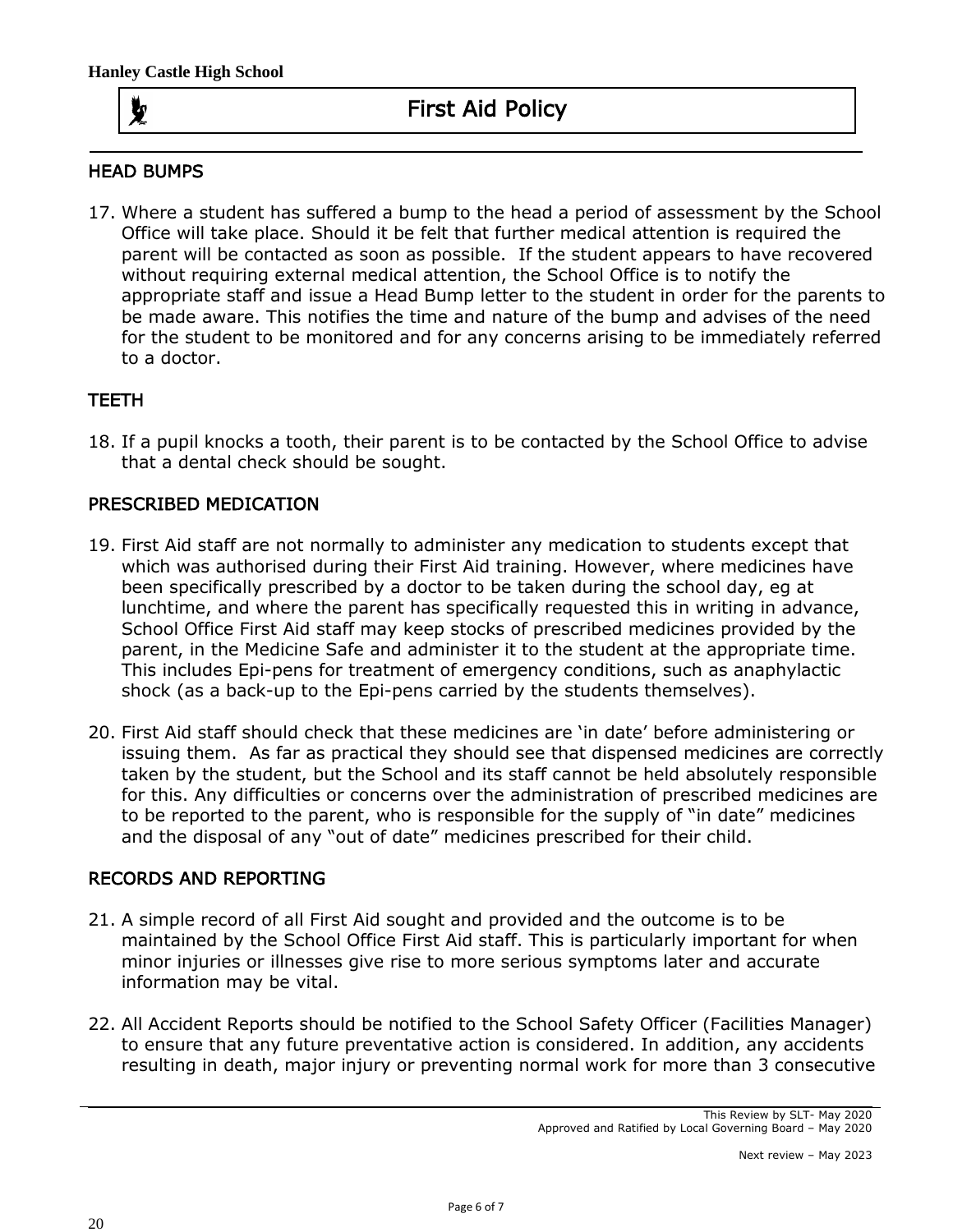## HEAD BUMPS

17. Where a student has suffered a bump to the head a period of assessment by the School Office will take place. Should it be felt that further medical attention is required the parent will be contacted as soon as possible. If the student appears to have recovered without requiring external medical attention, the School Office is to notify the appropriate staff and issue a Head Bump letter to the student in order for the parents to be made aware. This notifies the time and nature of the bump and advises of the need for the student to be monitored and for any concerns arising to be immediately referred to a doctor.

## TEETH

18. If a pupil knocks a tooth, their parent is to be contacted by the School Office to advise that a dental check should be sought.

## PRESCRIBED MEDICATION

19. First Aid staff are not normally to administer any medication to students except that which was authorised during their First Aid training. However, where medicines have been specifically prescribed by a doctor to be taken during the school day, eg at lunchtime, and where the parent has specifically requested this in writing in advance, School Office First Aid staff may keep stocks of prescribed medicines provided by the parent, in the Medicine Safe and administer it to the student at the appropriate time. This includes Epi-pens for treatment of emergency conditions, such as anaphylactic shock (as a back-up to the Epi-pens carried by the students themselves).

20. First Aid staff should check that these medicines are 'in date' before administering or issuing them. As far as practical they should see that dispensed medicines are correctly taken by the student, but the School and its staff cannot be held absolutely responsible for this. Any difficulties or concerns over the administration of prescribed medicines are to be reported to the parent, who is responsible for the supply of "in date" medicines and the disposal of any "out of date" medicines prescribed for their child.

## RECORDS AND REPORTING

21. A simple record of all First Aid sought and provided and the outcome is to be maintained by the School Office First Aid staff. This is particularly important for when minor injuries or illnesses give rise to more serious symptoms later and accurate information may be vital.

22. All Accident Reports should be notified to the School Safety Officer (Facilities Manager) to ensure that any future preventative action is considered. In addition, any accidents resulting in death, major injury or preventing normal work for more than 3 consecutive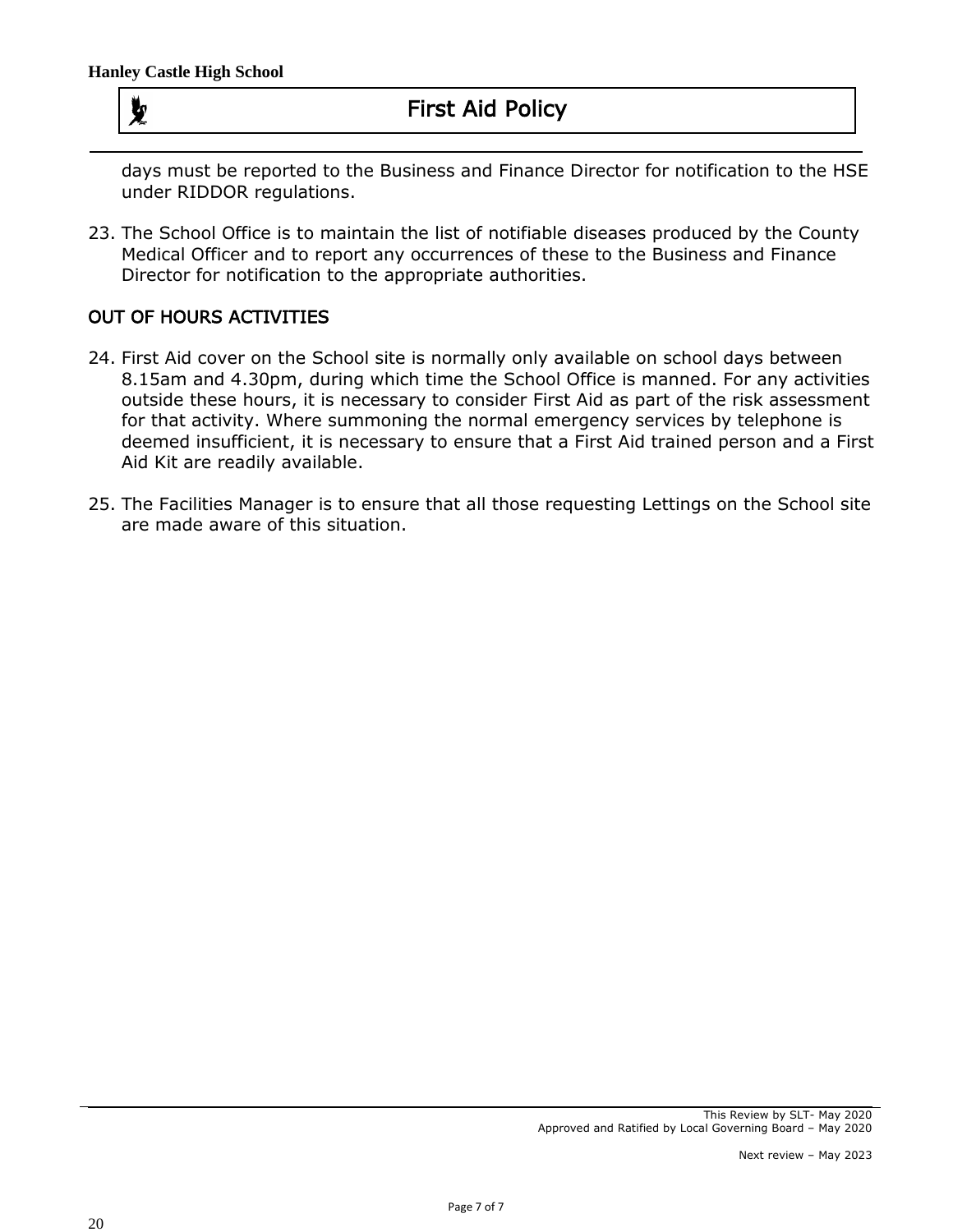days must be reported to the Business and Finance Director for notification to the HSE under RIDDOR regulations.

23. The School Office is to maintain the list of notifiable diseases produced by the County Medical Officer and to report any occurrences of these to the Business and Finance Director for notification to the appropriate authorities.

## OUT OF HOURS ACTIVITIES

24. First Aid cover on the School site is normally only available on school days between 8.15am and 4.30pm, during which time the School Office is manned. For any activities outside these hours, it is necessary to consider First Aid as part of the risk assessment for that activity. Where summoning the normal emergency services by telephone is deemed insufficient, it is necessary to ensure that a First Aid trained person and a First Aid Kit are readily available.

25. The Facilities Manager is to ensure that all those requesting Lettings on the School site are made aware of this situation.

This Review by SLT- May 2020
Approved and Ratified by Local Governing Board – May 2020

Next review – May 2023